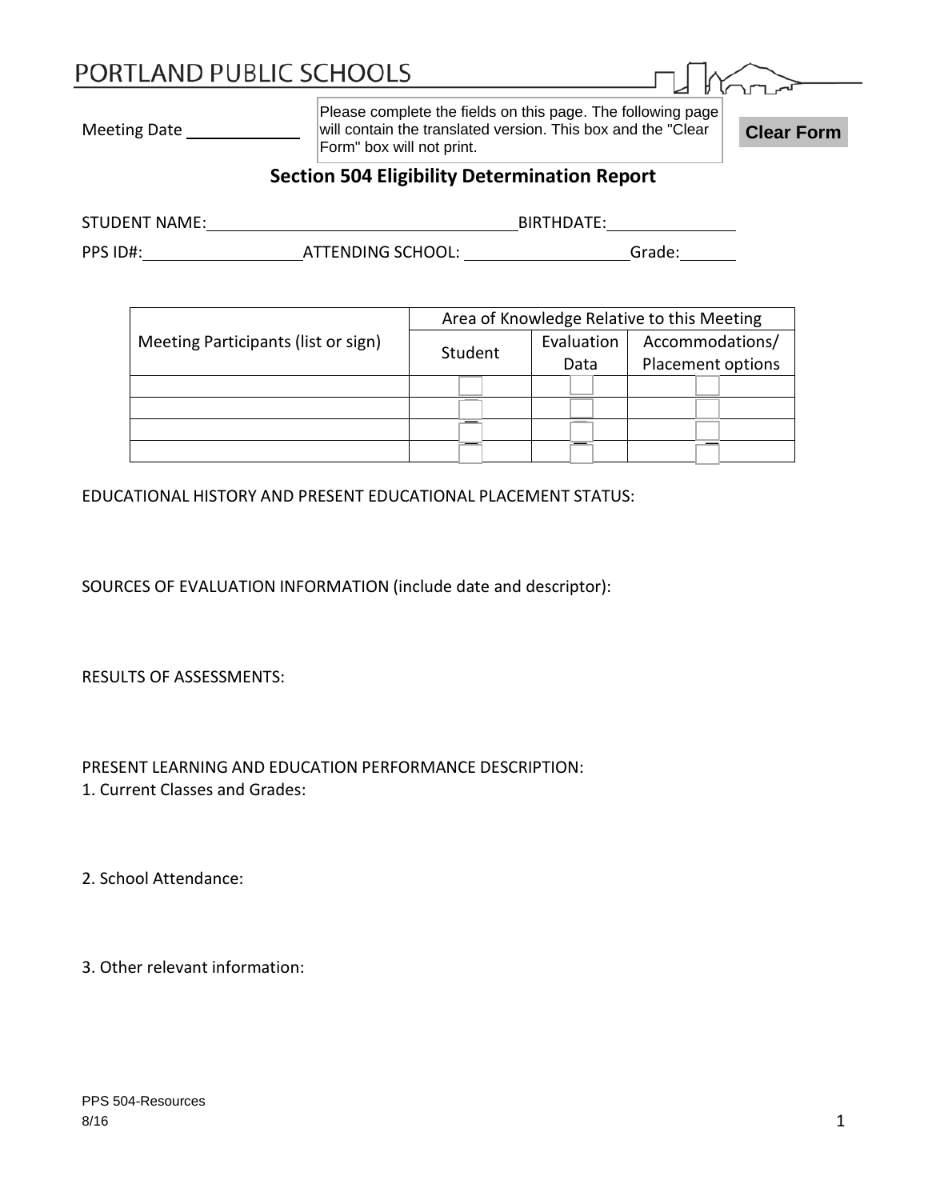PORTLAND PUBLIC SCHOOLS

Meeting Date ____________

Please complete the fields on this page. The following page will contain the translated version. This box and the "Clear Form" box will not print.

Clear Form

## Section 504 Eligibility Determination Report

STUDENT NAME: ________________________________ BIRTHDATE: ______________

PPS ID#: ________________ ATTENDING SCHOOL: ________________ Grade: ______

| Meeting Participants (list or sign) | Area of Knowledge Relative to this Meeting | | |
|---|---|---|---|
| | Student | Evaluation Data | Accommodations/ Placement options |
| | ☐ | ☐ | ☐ |
| | ☐ | ☐ | ☐ |
| | ☐ | ☐ | ☐ |
| | ☐ | ☐ | ☐ |

EDUCATIONAL HISTORY AND PRESENT EDUCATIONAL PLACEMENT STATUS:

SOURCES OF EVALUATION INFORMATION (include date and descriptor):

RESULTS OF ASSESSMENTS:

PRESENT LEARNING AND EDUCATION PERFORMANCE DESCRIPTION:

1. Current Classes and Grades:

2. School Attendance:

3. Other relevant information:

PPS 504-Resources
8/16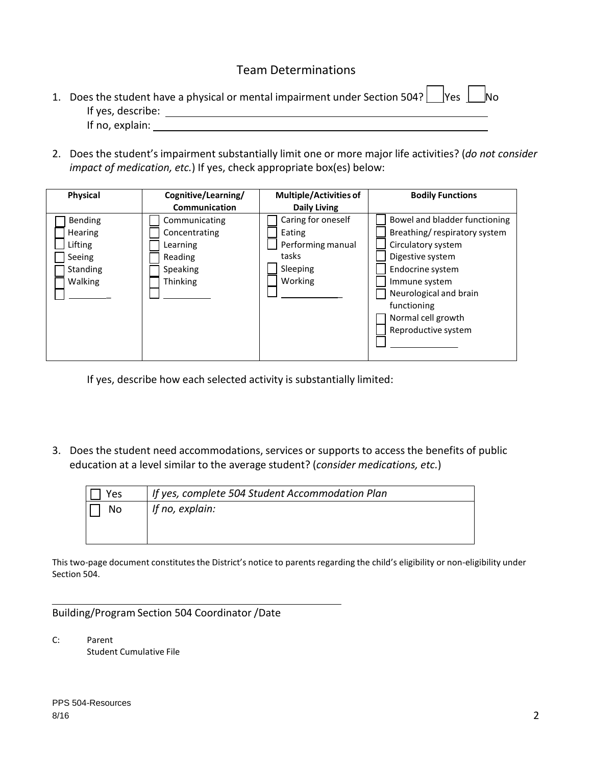## Team Determinations

1. Does the student have a physical or mental impairment under Section 504? ☐ Yes ☐ No
   If yes, describe: ______________________________________________
   If no, explain: ______________________________________________

2. Does the student's impairment substantially limit one or more major life activities? (*do not consider impact of medication, etc.*) If yes, check appropriate box(es) below:

| Physical | Cognitive/Learning/ Communication | Multiple/Activities of Daily Living | Bodily Functions |
|---|---|---|---|
| ☐ Bending | ☐ Communicating | ☐ Caring for oneself | ☐ Bowel and bladder functioning |
| ☐ Hearing | ☐ Concentrating | ☐ Eating | ☐ Breathing/ respiratory system |
| ☐ Lifting | ☐ Learning | ☐ Performing manual tasks | ☐ Circulatory system |
| ☐ Seeing | ☐ Reading | ☐ Sleeping | ☐ Digestive system |
| ☐ Standing | ☐ Speaking | ☐ Working | ☐ Endocrine system |
| ☐ Walking | ☐ Thinking | ☐ __________ | ☐ Immune system |
| ☐ __________ | ☐ __________ | | ☐ Neurological and brain functioning |
| | | | ☐ Normal cell growth |
| | | | ☐ Reproductive system |
| | | | ☐ __________ |

If yes, describe how each selected activity is substantially limited:

3. Does the student need accommodations, services or supports to access the benefits of public education at a level similar to the average student? (*consider medications, etc.*)

| | |
|---|---|
| ☐ Yes | *If yes, complete 504 Student Accommodation Plan* |
| ☐ No | *If no, explain:* |

This two-page document constitutes the District's notice to parents regarding the child's eligibility or non-eligibility under Section 504.

______________________________________________
Building/Program Section 504 Coordinator /Date

C: Parent
Student Cumulative File

PPS 504-Resources
8/16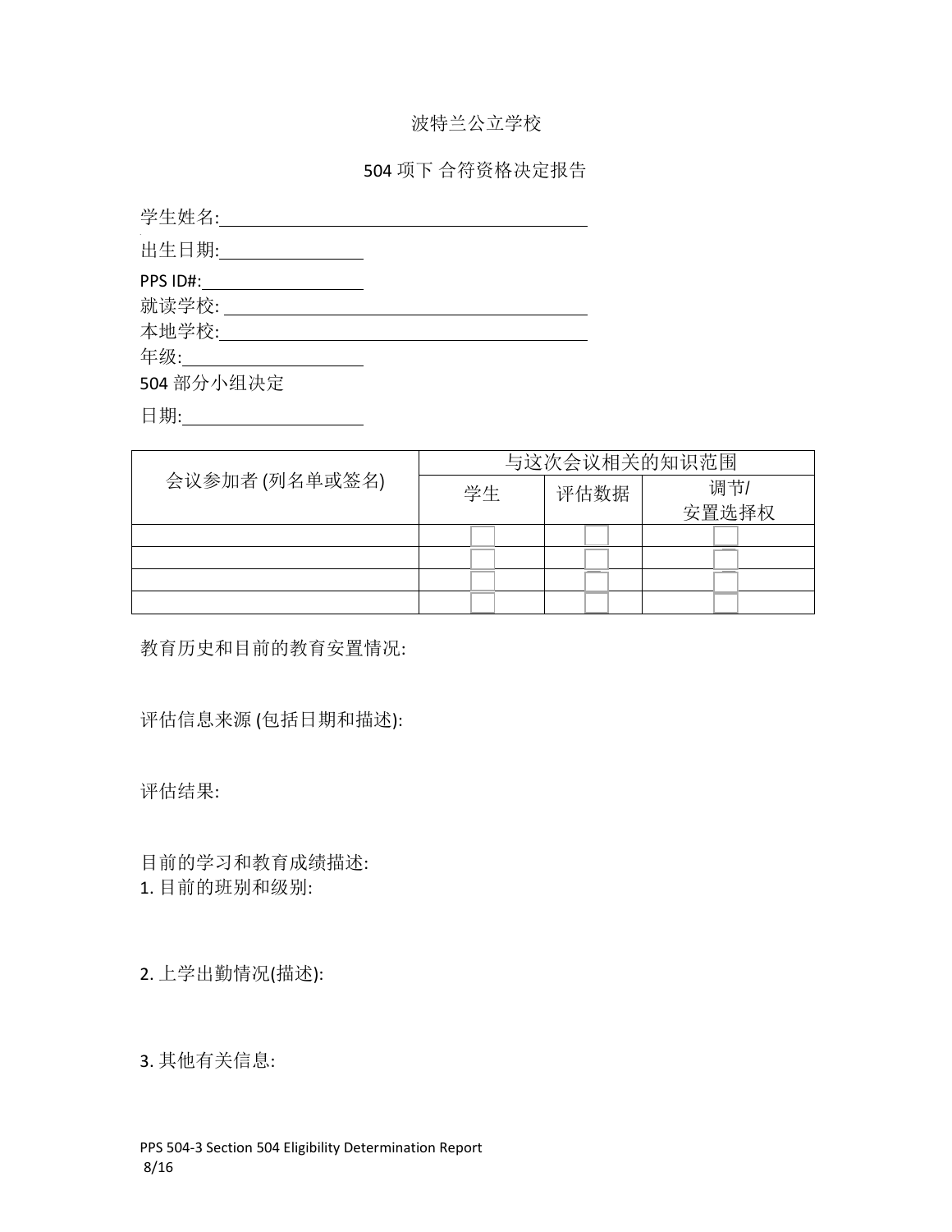波特兰公立学校

504 项下 合符资格决定报告

学生姓名:______________________________________

出生日期:_______________

PPS ID#:_______________

就读学校: ______________________________________

本地学校:______________________________________

年级:_______________

504 部分小组决定

日期:_______________

| 会议参加者 (列名单或签名) | 与这次会议相关的知识范围 | | |
|---|---|---|---|
| | 学生 | 评估数据 | 调节/安置选择权 |
| | ☐ | ☐ | ☐ |
| | ☐ | ☐ | ☐ |
| | ☐ | ☐ | ☐ |
| | ☐ | ☐ | ☐ |

教育历史和目前的教育安置情况:

评估信息来源 (包括日期和描述):

评估结果:

目前的学习和教育成绩描述:

1. 目前的班别和级别:

2. 上学出勤情况(描述):

3. 其他有关信息:

PPS 504-3 Section 504 Eligibility Determination Report
8/16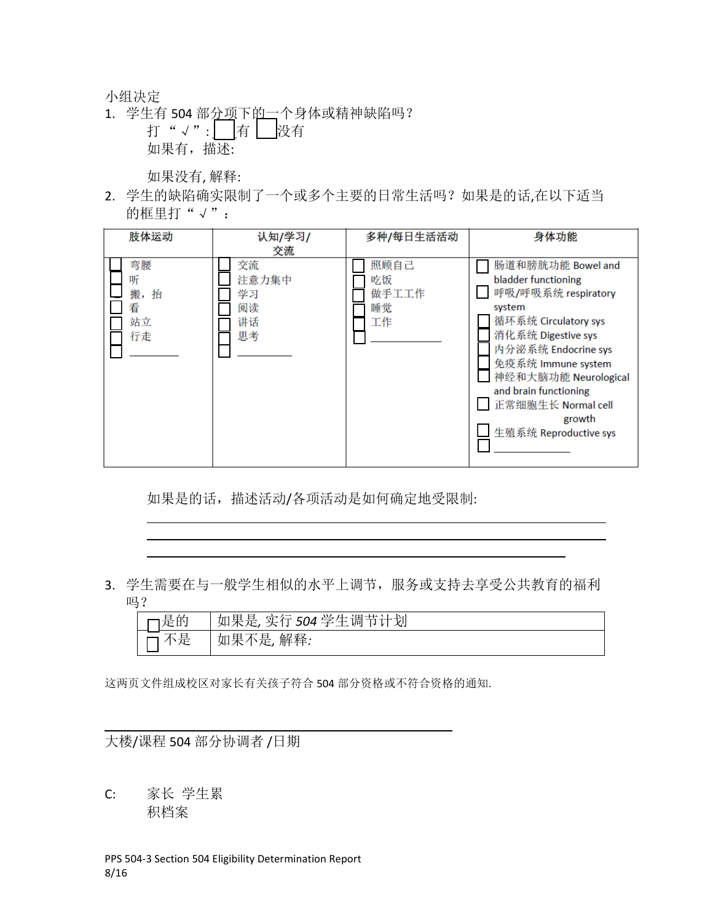小组决定

1. 学生有 504 部分项下的一个身体或精神缺陷吗？

   打 " √ " : ☐有 ☐没有

   如果有，描述:

   如果没有, 解释:

2. 学生的缺陷确实限制了一个或多个主要的日常生活吗？如果是的话,在以下适当的框里打 " √ " :

| 肢体运动 | 认知/学习/交流 | 多种/每日生活活动 | 身体功能 |
|---|---|---|---|
| ☐ 弯腰<br>☐ 听<br>☐ 搬，抬<br>☐ 看<br>☐ 站立<br>☐ 行走<br>☐ ________ | ☐ 交流<br>☐ 注意力集中<br>☐ 学习<br>☐ 阅读<br>☐ 讲话<br>☐ 思考<br>☐ ________ | ☐ 照顾自己<br>☐ 吃饭<br>☐ 做手工工作<br>☐ 睡觉<br>☐ 工作<br>☐ ________ | ☐ 肠道和膀胱功能 Bowel and bladder functioning<br>☐ 呼吸/呼吸系统 respiratory system<br>☐ 循环系统 Circulatory sys<br>☐ 消化系统 Digestive sys<br>☐ 内分泌系统 Endocrine sys<br>☐ 免疫系统 Immune system<br>☐ 神经和大脑功能 Neurological and brain functioning<br>☐ 正常细胞生长 Normal cell growth<br>☐ 生殖系统 Reproductive sys<br>☐ ____________ |

如果是的话，描述活动/各项活动是如何确定地受限制:

______________________________________________________________

______________________________________________________________

______________________________________________________________

3. 学生需要在与一般学生相似的水平上调节，服务或支持去享受公共教育的福利吗？

| | |
|---|---|
| ☐是的 | 如果是, 实行 *504* 学生调节计划 |
| ☐ 不是 | 如果不是, 解释: |

这两页文件组成校区对家长有关孩子符合 504 部分资格或不符合资格的通知.

______________________________________________

大楼/课程 504 部分协调者 /日期

C: 家长 学生累积档案

PPS 504-3 Section 504 Eligibility Determination Report
8/16